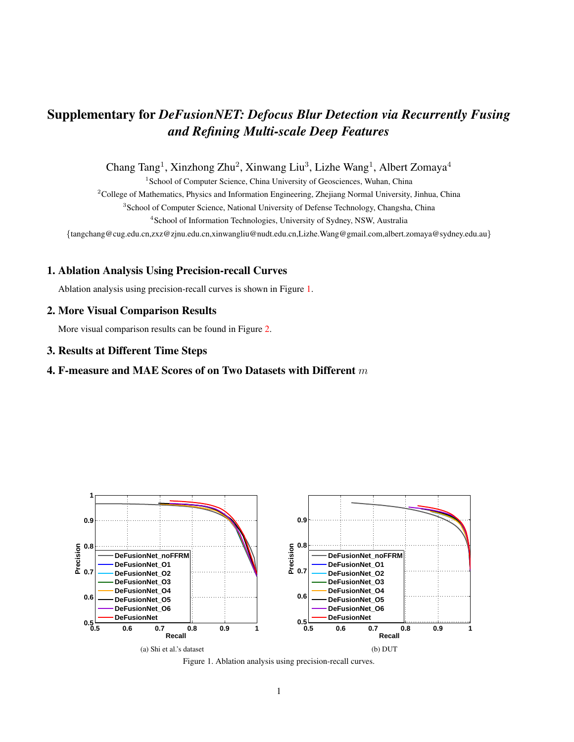# Supplementary for *DeFusionNET: Defocus Blur Detection via Recurrently Fusing and Refining Multi-scale Deep Features*

Chang Tang[1], Xinzhong Zhu[2], Xinwang Liu[3], Lizhe Wang[1], Albert Zomaya[4]

[1]School of Computer Science, China University of Geosciences, Wuhan, China

[2]College of Mathematics, Physics and Information Engineering, Zhejiang Normal University, Jinhua, China

[3]School of Computer Science, National University of Defense Technology, Changsha, China

[4]School of Information Technologies, University of Sydney, NSW, Australia

{tangchang@cug.edu.cn,zxz@zjnu.edu.cn,xinwangliu@nudt.edu.cn,Lizhe.Wang@gmail.com,albert.zomaya@sydney.edu.au}

## 1. Ablation Analysis Using Precision-recall Curves

Ablation analysis using precision-recall curves is shown in Figure 1.

## 2. More Visual Comparison Results

More visual comparison results can be found in Figure 2.

## 3. Results at Different Time Steps

## 4. F-measure and MAE Scores of on Two Datasets with Different $m$

(a) Shi et al.'s dataset

(b) DUT

Figure 1. Ablation analysis using precision-recall curves.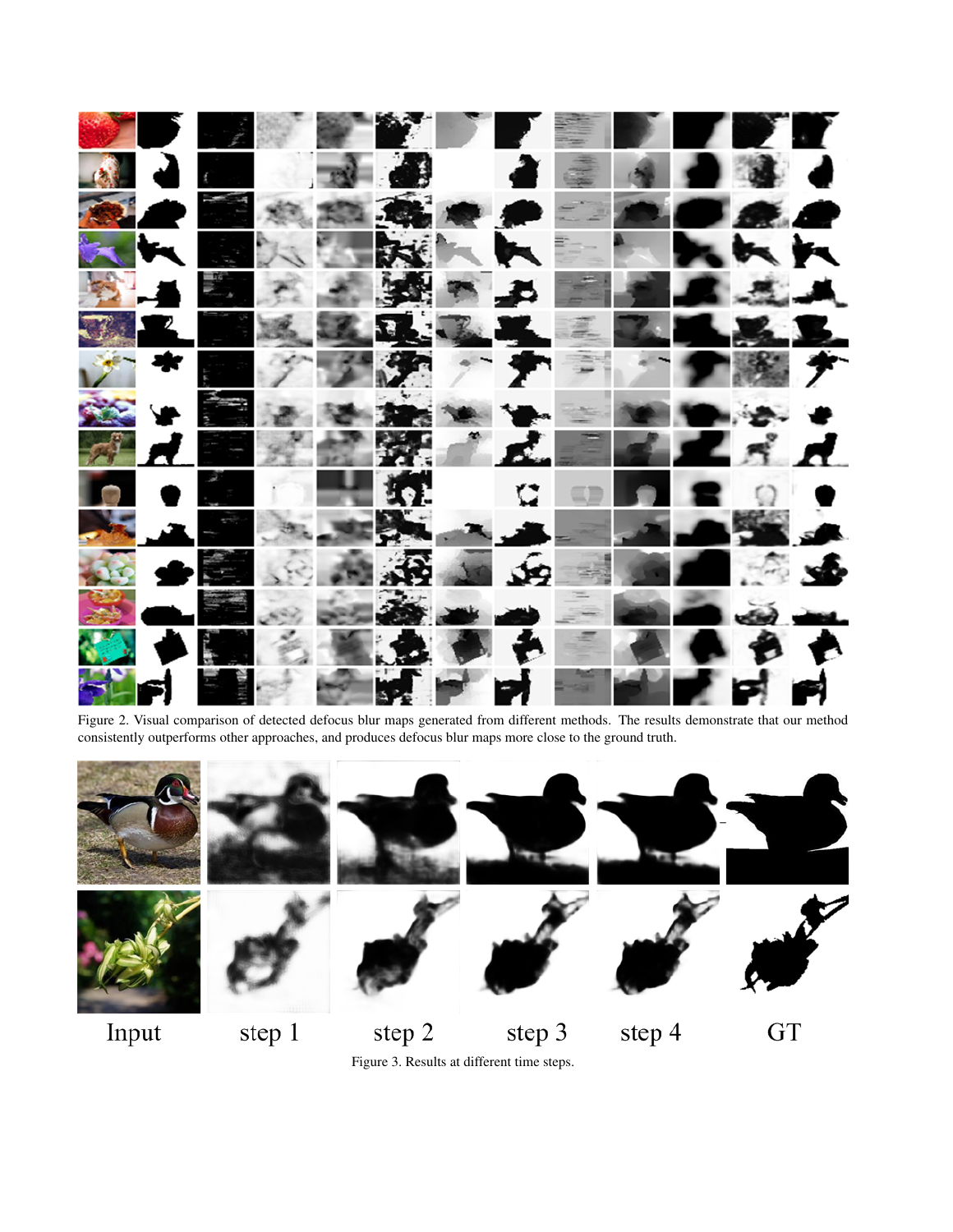Figure 2. Visual comparison of detected defocus blur maps generated from different methods. The results demonstrate that our method consistently outperforms other approaches, and produces defocus blur maps more close to the ground truth.

Input step 1 step 2 step 3 step 4 GT

Figure 3. Results at different time steps.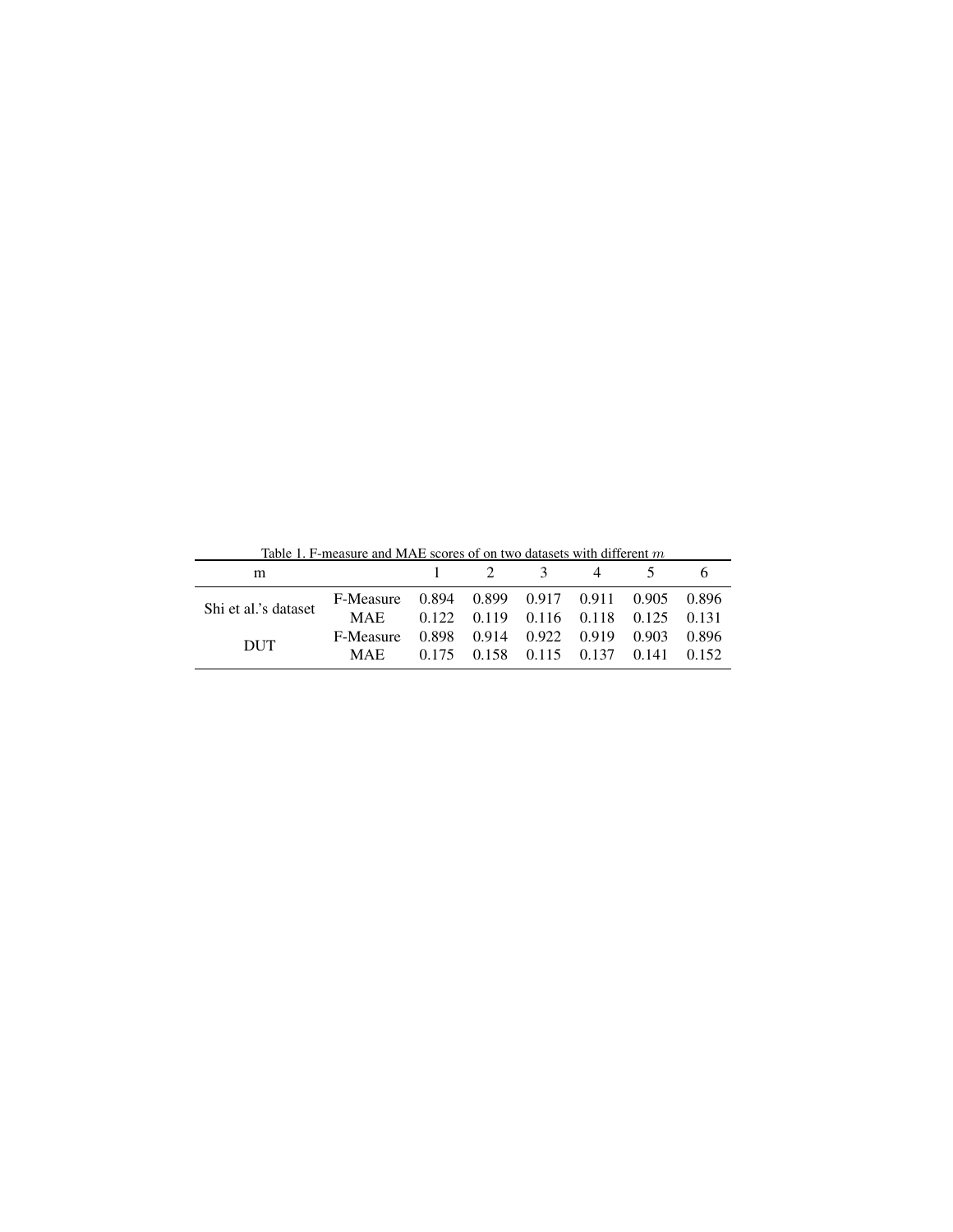Table 1. F-measure and MAE scores of on two datasets with different $m$

| m | | 1 | 2 | 3 | 4 | 5 | 6 |
|---|---|---|---|---|---|---|---|
| Shi et al.'s dataset | F-Measure | 0.894 | 0.899 | 0.917 | 0.911 | 0.905 | 0.896 |
| | MAE | 0.122 | 0.119 | 0.116 | 0.118 | 0.125 | 0.131 |
| DUT | F-Measure | 0.898 | 0.914 | 0.922 | 0.919 | 0.903 | 0.896 |
| | MAE | 0.175 | 0.158 | 0.115 | 0.137 | 0.141 | 0.152 |